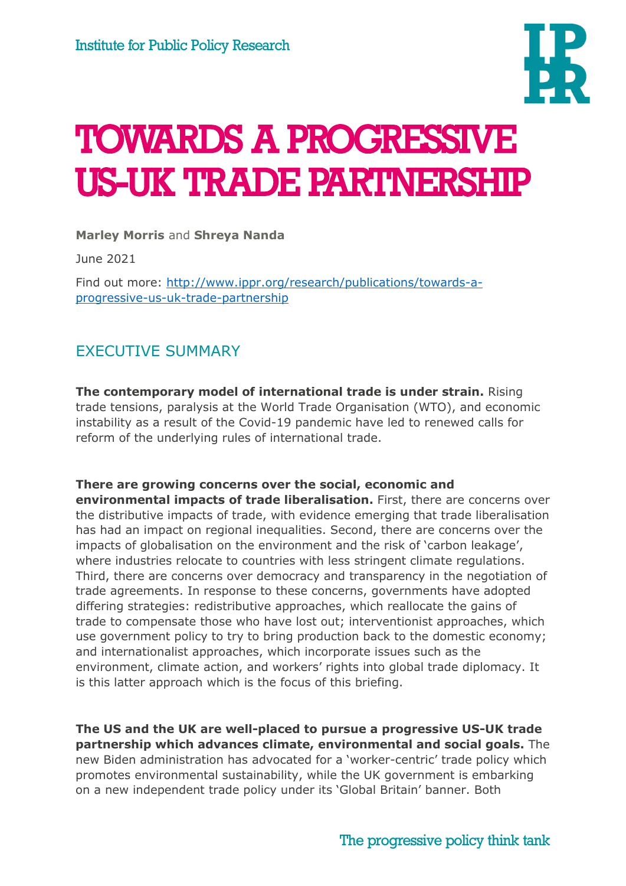Institute for Public Policy Research

# TOWARDS A PROGRESSIVE US-UK TRADE PARTNERSHIP

**Marley Morris** and **Shreya Nanda**

June 2021

Find out more: http://www.ippr.org/research/publications/towards-a-progressive-us-uk-trade-partnership

## EXECUTIVE SUMMARY

**The contemporary model of international trade is under strain.** Rising trade tensions, paralysis at the World Trade Organisation (WTO), and economic instability as a result of the Covid-19 pandemic have led to renewed calls for reform of the underlying rules of international trade.

**There are growing concerns over the social, economic and environmental impacts of trade liberalisation.** First, there are concerns over the distributive impacts of trade, with evidence emerging that trade liberalisation has had an impact on regional inequalities. Second, there are concerns over the impacts of globalisation on the environment and the risk of 'carbon leakage', where industries relocate to countries with less stringent climate regulations. Third, there are concerns over democracy and transparency in the negotiation of trade agreements. In response to these concerns, governments have adopted differing strategies: redistributive approaches, which reallocate the gains of trade to compensate those who have lost out; interventionist approaches, which use government policy to try to bring production back to the domestic economy; and internationalist approaches, which incorporate issues such as the environment, climate action, and workers' rights into global trade diplomacy. It is this latter approach which is the focus of this briefing.

**The US and the UK are well-placed to pursue a progressive US-UK trade partnership which advances climate, environmental and social goals.** The new Biden administration has advocated for a 'worker-centric' trade policy which promotes environmental sustainability, while the UK government is embarking on a new independent trade policy under its 'Global Britain' banner. Both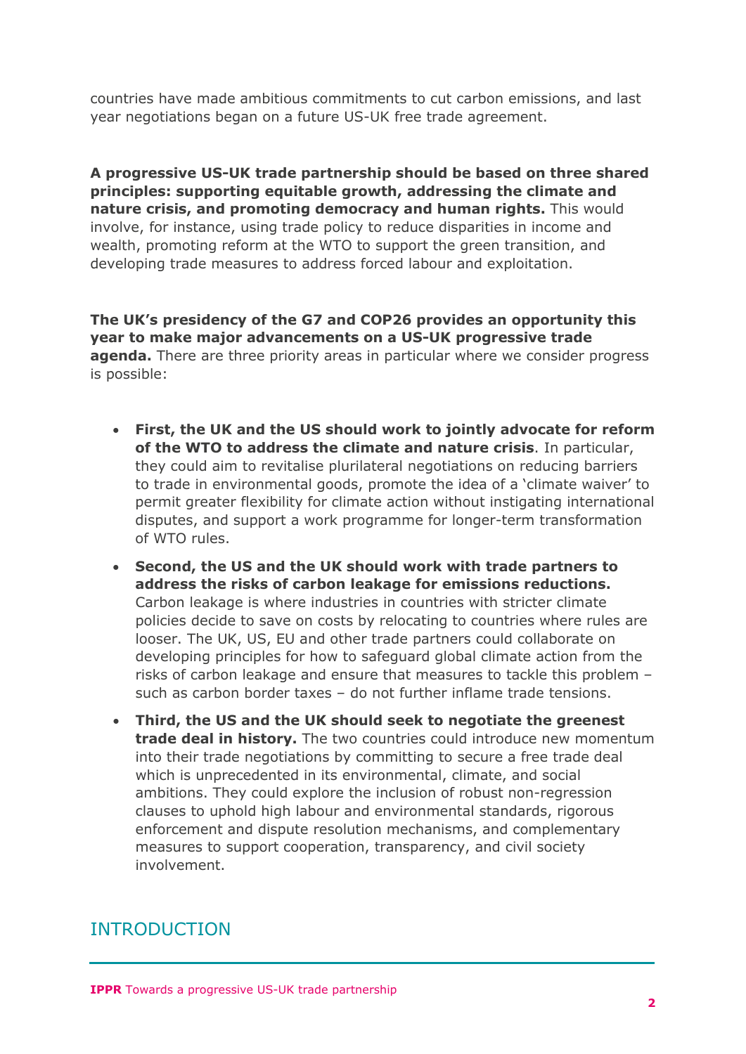countries have made ambitious commitments to cut carbon emissions, and last year negotiations began on a future US-UK free trade agreement.

**A progressive US-UK trade partnership should be based on three shared principles: supporting equitable growth, addressing the climate and nature crisis, and promoting democracy and human rights.** This would involve, for instance, using trade policy to reduce disparities in income and wealth, promoting reform at the WTO to support the green transition, and developing trade measures to address forced labour and exploitation.

**The UK's presidency of the G7 and COP26 provides an opportunity this year to make major advancements on a US-UK progressive trade agenda.** There are three priority areas in particular where we consider progress is possible:

- **First, the UK and the US should work to jointly advocate for reform of the WTO to address the climate and nature crisis**. In particular, they could aim to revitalise plurilateral negotiations on reducing barriers to trade in environmental goods, promote the idea of a 'climate waiver' to permit greater flexibility for climate action without instigating international disputes, and support a work programme for longer-term transformation of WTO rules.
- **Second, the US and the UK should work with trade partners to address the risks of carbon leakage for emissions reductions.** Carbon leakage is where industries in countries with stricter climate policies decide to save on costs by relocating to countries where rules are looser. The UK, US, EU and other trade partners could collaborate on developing principles for how to safeguard global climate action from the risks of carbon leakage and ensure that measures to tackle this problem – such as carbon border taxes – do not further inflame trade tensions.
- **Third, the US and the UK should seek to negotiate the greenest trade deal in history.** The two countries could introduce new momentum into their trade negotiations by committing to secure a free trade deal which is unprecedented in its environmental, climate, and social ambitions. They could explore the inclusion of robust non-regression clauses to uphold high labour and environmental standards, rigorous enforcement and dispute resolution mechanisms, and complementary measures to support cooperation, transparency, and civil society involvement.

## INTRODUCTION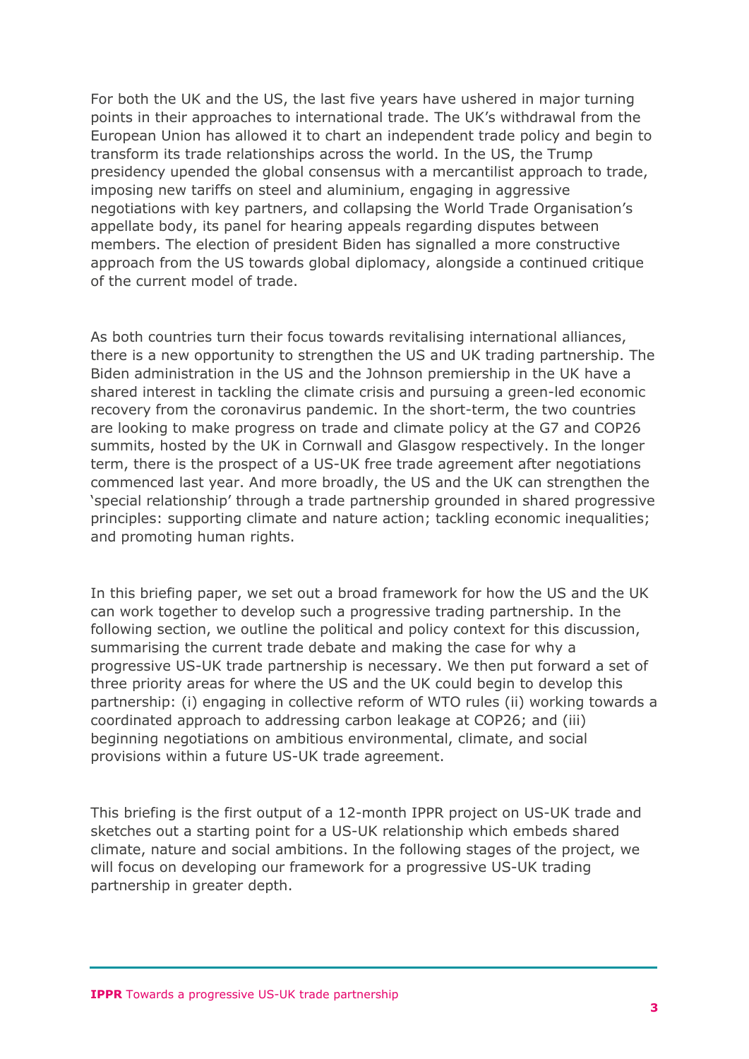For both the UK and the US, the last five years have ushered in major turning points in their approaches to international trade. The UK's withdrawal from the European Union has allowed it to chart an independent trade policy and begin to transform its trade relationships across the world. In the US, the Trump presidency upended the global consensus with a mercantilist approach to trade, imposing new tariffs on steel and aluminium, engaging in aggressive negotiations with key partners, and collapsing the World Trade Organisation's appellate body, its panel for hearing appeals regarding disputes between members. The election of president Biden has signalled a more constructive approach from the US towards global diplomacy, alongside a continued critique of the current model of trade.

As both countries turn their focus towards revitalising international alliances, there is a new opportunity to strengthen the US and UK trading partnership. The Biden administration in the US and the Johnson premiership in the UK have a shared interest in tackling the climate crisis and pursuing a green-led economic recovery from the coronavirus pandemic. In the short-term, the two countries are looking to make progress on trade and climate policy at the G7 and COP26 summits, hosted by the UK in Cornwall and Glasgow respectively. In the longer term, there is the prospect of a US-UK free trade agreement after negotiations commenced last year. And more broadly, the US and the UK can strengthen the 'special relationship' through a trade partnership grounded in shared progressive principles: supporting climate and nature action; tackling economic inequalities; and promoting human rights.

In this briefing paper, we set out a broad framework for how the US and the UK can work together to develop such a progressive trading partnership. In the following section, we outline the political and policy context for this discussion, summarising the current trade debate and making the case for why a progressive US-UK trade partnership is necessary. We then put forward a set of three priority areas for where the US and the UK could begin to develop this partnership: (i) engaging in collective reform of WTO rules (ii) working towards a coordinated approach to addressing carbon leakage at COP26; and (iii) beginning negotiations on ambitious environmental, climate, and social provisions within a future US-UK trade agreement.

This briefing is the first output of a 12-month IPPR project on US-UK trade and sketches out a starting point for a US-UK relationship which embeds shared climate, nature and social ambitions. In the following stages of the project, we will focus on developing our framework for a progressive US-UK trading partnership in greater depth.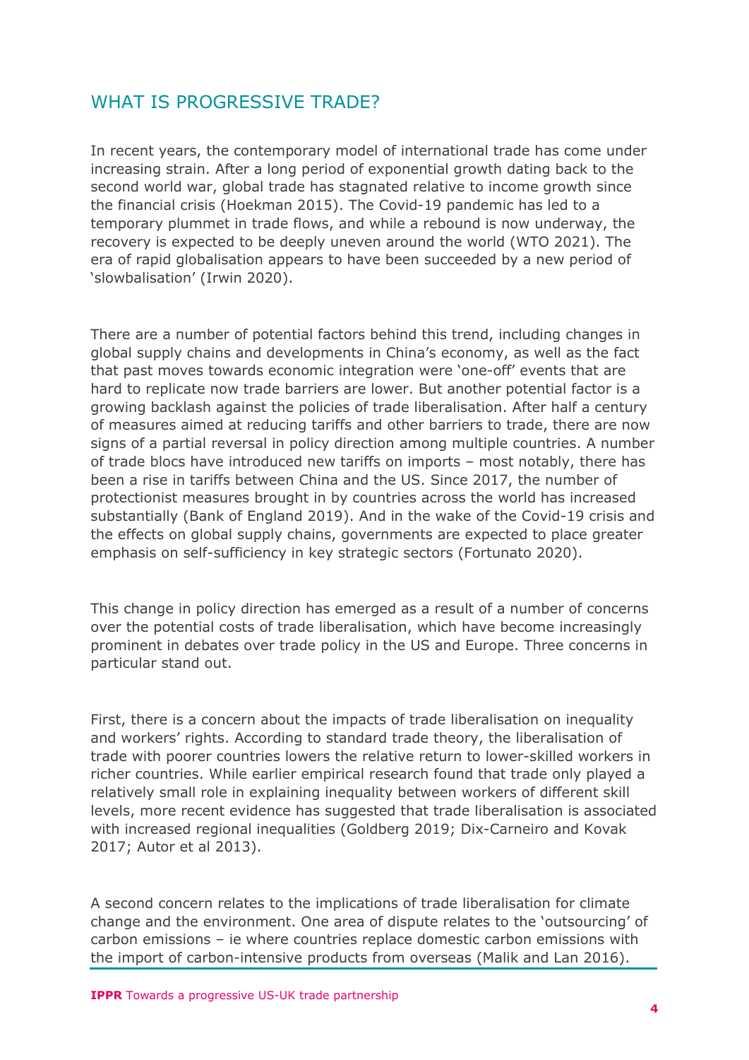## WHAT IS PROGRESSIVE TRADE?

In recent years, the contemporary model of international trade has come under increasing strain. After a long period of exponential growth dating back to the second world war, global trade has stagnated relative to income growth since the financial crisis (Hoekman 2015). The Covid-19 pandemic has led to a temporary plummet in trade flows, and while a rebound is now underway, the recovery is expected to be deeply uneven around the world (WTO 2021). The era of rapid globalisation appears to have been succeeded by a new period of 'slowbalisation' (Irwin 2020).

There are a number of potential factors behind this trend, including changes in global supply chains and developments in China's economy, as well as the fact that past moves towards economic integration were 'one-off' events that are hard to replicate now trade barriers are lower. But another potential factor is a growing backlash against the policies of trade liberalisation. After half a century of measures aimed at reducing tariffs and other barriers to trade, there are now signs of a partial reversal in policy direction among multiple countries. A number of trade blocs have introduced new tariffs on imports – most notably, there has been a rise in tariffs between China and the US. Since 2017, the number of protectionist measures brought in by countries across the world has increased substantially (Bank of England 2019). And in the wake of the Covid-19 crisis and the effects on global supply chains, governments are expected to place greater emphasis on self-sufficiency in key strategic sectors (Fortunato 2020).

This change in policy direction has emerged as a result of a number of concerns over the potential costs of trade liberalisation, which have become increasingly prominent in debates over trade policy in the US and Europe. Three concerns in particular stand out.

First, there is a concern about the impacts of trade liberalisation on inequality and workers' rights. According to standard trade theory, the liberalisation of trade with poorer countries lowers the relative return to lower-skilled workers in richer countries. While earlier empirical research found that trade only played a relatively small role in explaining inequality between workers of different skill levels, more recent evidence has suggested that trade liberalisation is associated with increased regional inequalities (Goldberg 2019; Dix-Carneiro and Kovak 2017; Autor et al 2013).

A second concern relates to the implications of trade liberalisation for climate change and the environment. One area of dispute relates to the 'outsourcing' of carbon emissions – ie where countries replace domestic carbon emissions with the import of carbon-intensive products from overseas (Malik and Lan 2016).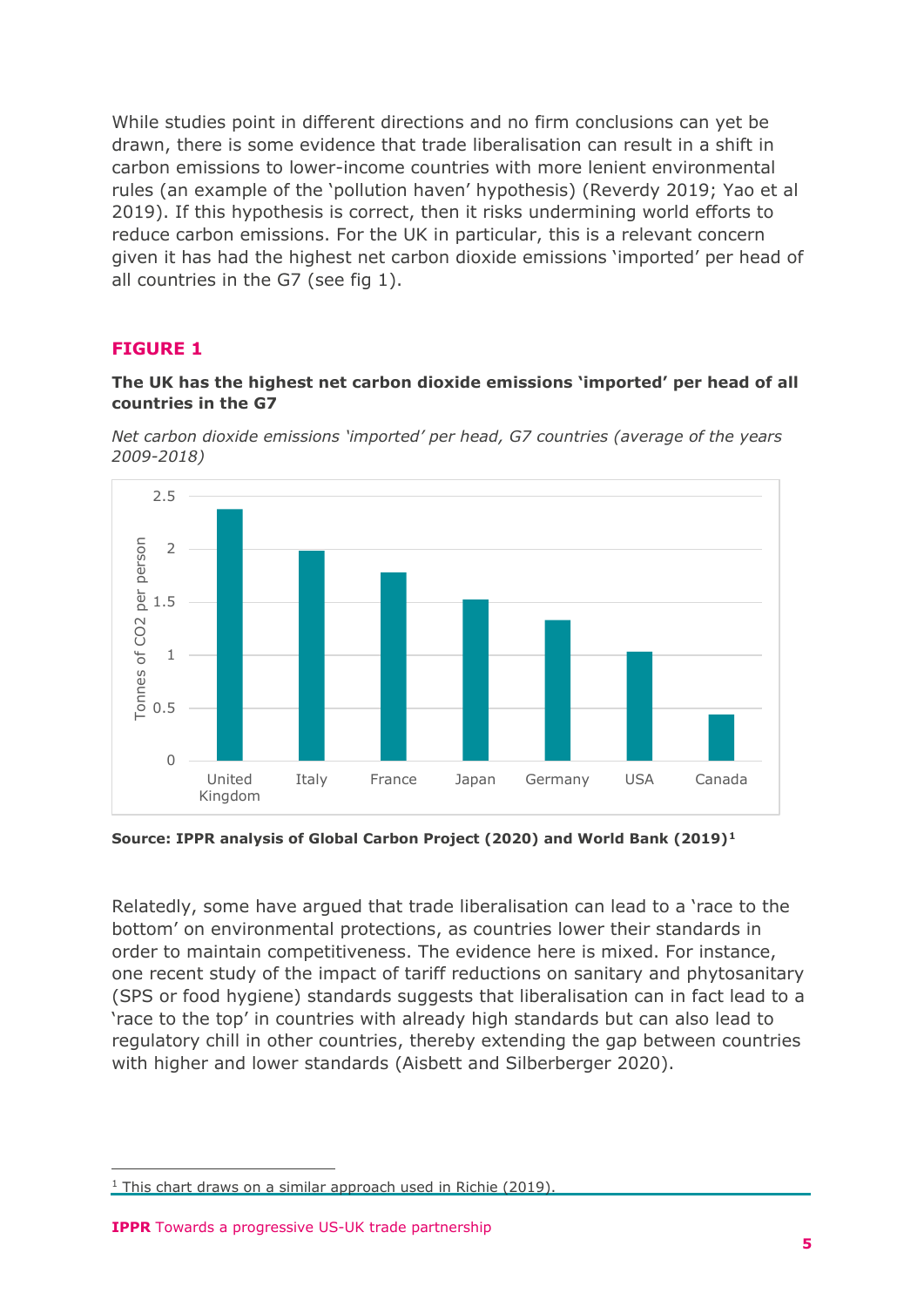While studies point in different directions and no firm conclusions can yet be drawn, there is some evidence that trade liberalisation can result in a shift in carbon emissions to lower-income countries with more lenient environmental rules (an example of the 'pollution haven' hypothesis) (Reverdy 2019; Yao et al 2019). If this hypothesis is correct, then it risks undermining world efforts to reduce carbon emissions. For the UK in particular, this is a relevant concern given it has had the highest net carbon dioxide emissions 'imported' per head of all countries in the G7 (see fig 1).

### FIGURE 1

**The UK has the highest net carbon dioxide emissions 'imported' per head of all countries in the G7**

*Net carbon dioxide emissions 'imported' per head, G7 countries (average of the years 2009-2018)*

**Source: IPPR analysis of Global Carbon Project (2020) and World Bank (2019)[1]**

Relatedly, some have argued that trade liberalisation can lead to a 'race to the bottom' on environmental protections, as countries lower their standards in order to maintain competitiveness. The evidence here is mixed. For instance, one recent study of the impact of tariff reductions on sanitary and phytosanitary (SPS or food hygiene) standards suggests that liberalisation can in fact lead to a 'race to the top' in countries with already high standards but can also lead to regulatory chill in other countries, thereby extending the gap between countries with higher and lower standards (Aisbett and Silberberger 2020).

[1] This chart draws on a similar approach used in Richie (2019).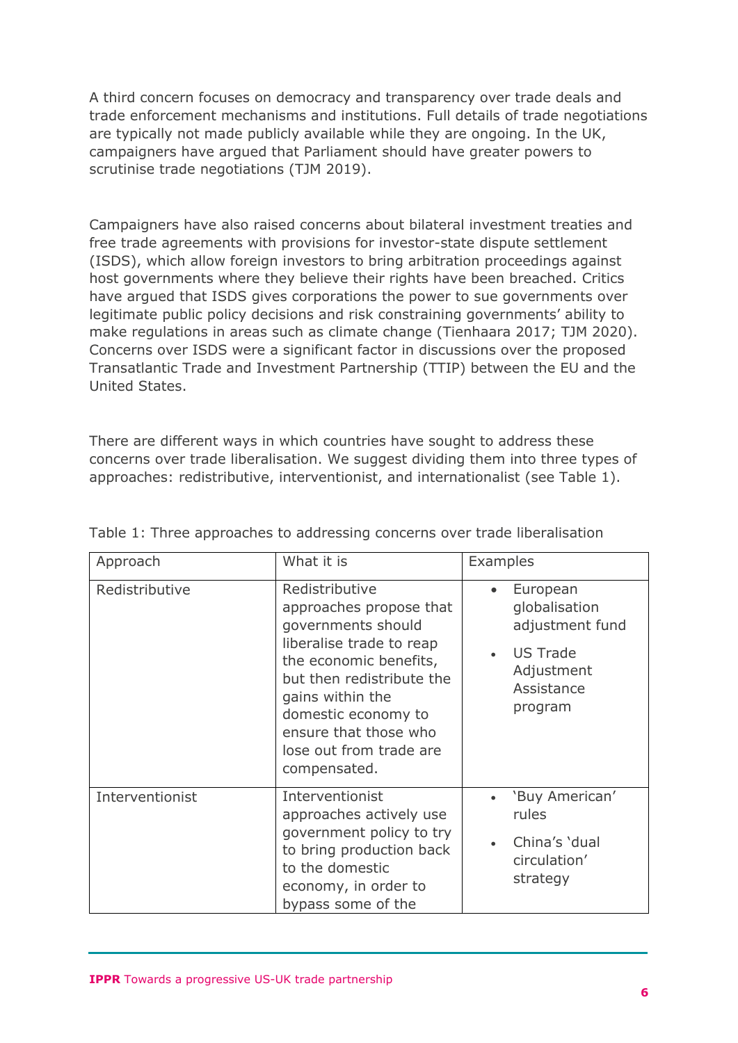A third concern focuses on democracy and transparency over trade deals and trade enforcement mechanisms and institutions. Full details of trade negotiations are typically not made publicly available while they are ongoing. In the UK, campaigners have argued that Parliament should have greater powers to scrutinise trade negotiations (TJM 2019).

Campaigners have also raised concerns about bilateral investment treaties and free trade agreements with provisions for investor-state dispute settlement (ISDS), which allow foreign investors to bring arbitration proceedings against host governments where they believe their rights have been breached. Critics have argued that ISDS gives corporations the power to sue governments over legitimate public policy decisions and risk constraining governments' ability to make regulations in areas such as climate change (Tienhaara 2017; TJM 2020). Concerns over ISDS were a significant factor in discussions over the proposed Transatlantic Trade and Investment Partnership (TTIP) between the EU and the United States.

There are different ways in which countries have sought to address these concerns over trade liberalisation. We suggest dividing them into three types of approaches: redistributive, interventionist, and internationalist (see Table 1).

Table 1: Three approaches to addressing concerns over trade liberalisation

| Approach | What it is | Examples |
|---|---|---|
| Redistributive | Redistributive approaches propose that governments should liberalise trade to reap the economic benefits, but then redistribute the gains within the domestic economy to ensure that those who lose out from trade are compensated. | • European globalisation adjustment fund<br>• US Trade Adjustment Assistance program |
| Interventionist | Interventionist approaches actively use government policy to try to bring production back to the domestic economy, in order to bypass some of the | • 'Buy American' rules<br>• China's 'dual circulation' strategy |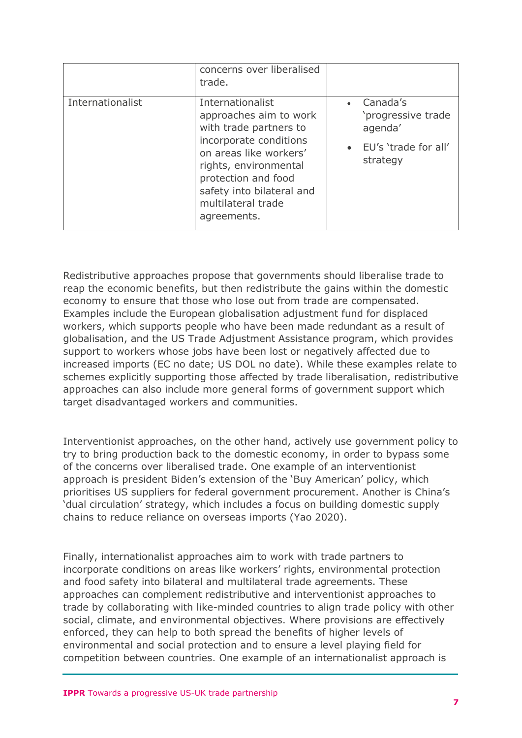| | | |
|---|---|---|
| | concerns over liberalised trade. | |
| Internationalist | Internationalist approaches aim to work with trade partners to incorporate conditions on areas like workers' rights, environmental protection and food safety into bilateral and multilateral trade agreements. | • Canada's 'progressive trade agenda' <br> • EU's 'trade for all' strategy |

Redistributive approaches propose that governments should liberalise trade to reap the economic benefits, but then redistribute the gains within the domestic economy to ensure that those who lose out from trade are compensated. Examples include the European globalisation adjustment fund for displaced workers, which supports people who have been made redundant as a result of globalisation, and the US Trade Adjustment Assistance program, which provides support to workers whose jobs have been lost or negatively affected due to increased imports (EC no date; US DOL no date). While these examples relate to schemes explicitly supporting those affected by trade liberalisation, redistributive approaches can also include more general forms of government support which target disadvantaged workers and communities.

Interventionist approaches, on the other hand, actively use government policy to try to bring production back to the domestic economy, in order to bypass some of the concerns over liberalised trade. One example of an interventionist approach is president Biden's extension of the 'Buy American' policy, which prioritises US suppliers for federal government procurement. Another is China's 'dual circulation' strategy, which includes a focus on building domestic supply chains to reduce reliance on overseas imports (Yao 2020).

Finally, internationalist approaches aim to work with trade partners to incorporate conditions on areas like workers' rights, environmental protection and food safety into bilateral and multilateral trade agreements. These approaches can complement redistributive and interventionist approaches to trade by collaborating with like-minded countries to align trade policy with other social, climate, and environmental objectives. Where provisions are effectively enforced, they can help to both spread the benefits of higher levels of environmental and social protection and to ensure a level playing field for competition between countries. One example of an internationalist approach is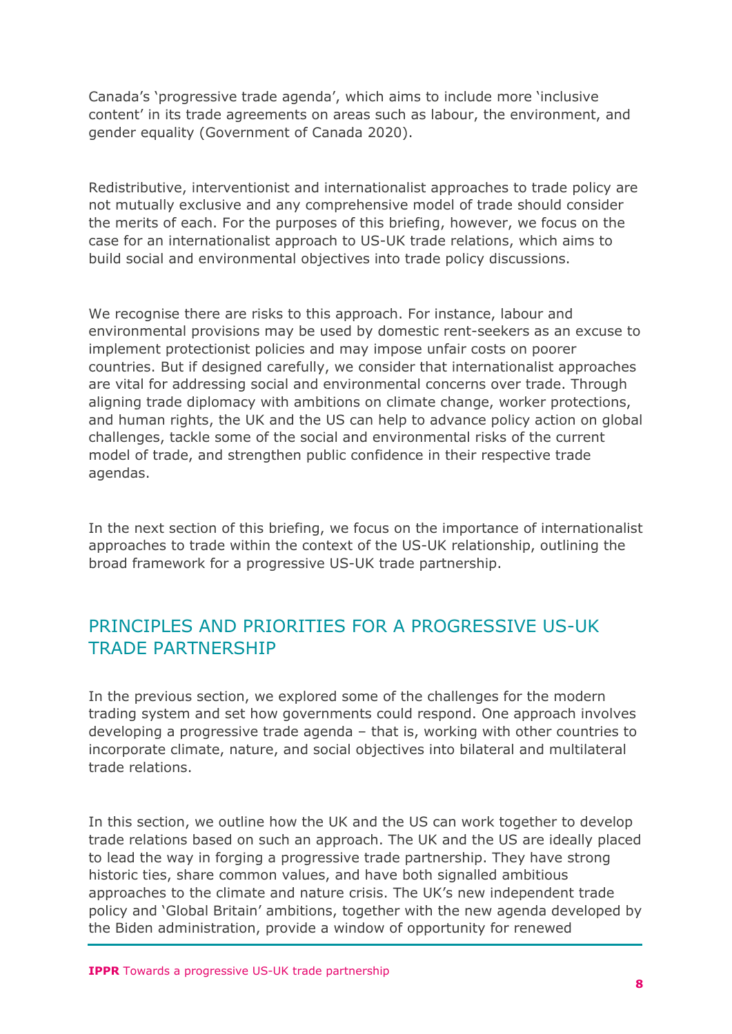Canada's 'progressive trade agenda', which aims to include more 'inclusive content' in its trade agreements on areas such as labour, the environment, and gender equality (Government of Canada 2020).

Redistributive, interventionist and internationalist approaches to trade policy are not mutually exclusive and any comprehensive model of trade should consider the merits of each. For the purposes of this briefing, however, we focus on the case for an internationalist approach to US-UK trade relations, which aims to build social and environmental objectives into trade policy discussions.

We recognise there are risks to this approach. For instance, labour and environmental provisions may be used by domestic rent-seekers as an excuse to implement protectionist policies and may impose unfair costs on poorer countries. But if designed carefully, we consider that internationalist approaches are vital for addressing social and environmental concerns over trade. Through aligning trade diplomacy with ambitions on climate change, worker protections, and human rights, the UK and the US can help to advance policy action on global challenges, tackle some of the social and environmental risks of the current model of trade, and strengthen public confidence in their respective trade agendas.

In the next section of this briefing, we focus on the importance of internationalist approaches to trade within the context of the US-UK relationship, outlining the broad framework for a progressive US-UK trade partnership.

## PRINCIPLES AND PRIORITIES FOR A PROGRESSIVE US-UK TRADE PARTNERSHIP

In the previous section, we explored some of the challenges for the modern trading system and set how governments could respond. One approach involves developing a progressive trade agenda – that is, working with other countries to incorporate climate, nature, and social objectives into bilateral and multilateral trade relations.

In this section, we outline how the UK and the US can work together to develop trade relations based on such an approach. The UK and the US are ideally placed to lead the way in forging a progressive trade partnership. They have strong historic ties, share common values, and have both signalled ambitious approaches to the climate and nature crisis. The UK's new independent trade policy and 'Global Britain' ambitions, together with the new agenda developed by the Biden administration, provide a window of opportunity for renewed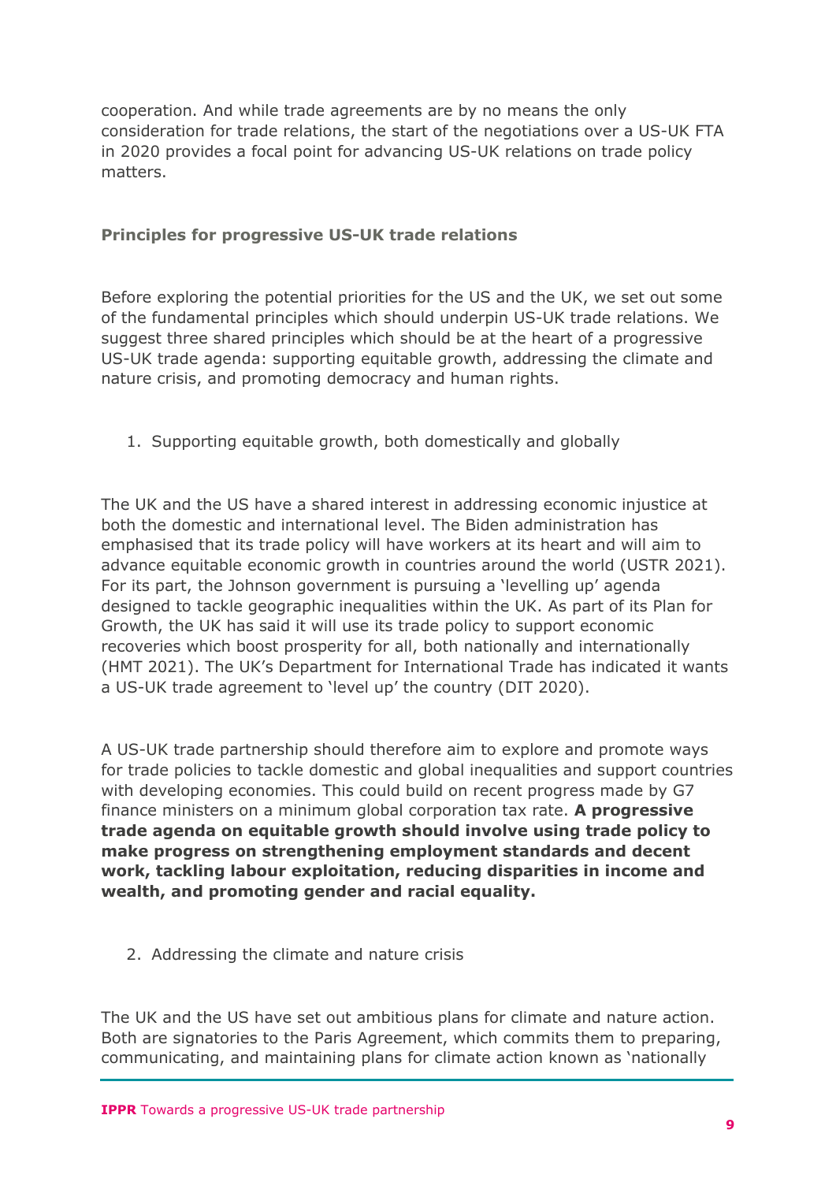cooperation. And while trade agreements are by no means the only consideration for trade relations, the start of the negotiations over a US-UK FTA in 2020 provides a focal point for advancing US-UK relations on trade policy matters.

### Principles for progressive US-UK trade relations

Before exploring the potential priorities for the US and the UK, we set out some of the fundamental principles which should underpin US-UK trade relations. We suggest three shared principles which should be at the heart of a progressive US-UK trade agenda: supporting equitable growth, addressing the climate and nature crisis, and promoting democracy and human rights.

1. Supporting equitable growth, both domestically and globally

The UK and the US have a shared interest in addressing economic injustice at both the domestic and international level. The Biden administration has emphasised that its trade policy will have workers at its heart and will aim to advance equitable economic growth in countries around the world (USTR 2021). For its part, the Johnson government is pursuing a 'levelling up' agenda designed to tackle geographic inequalities within the UK. As part of its Plan for Growth, the UK has said it will use its trade policy to support economic recoveries which boost prosperity for all, both nationally and internationally (HMT 2021). The UK's Department for International Trade has indicated it wants a US-UK trade agreement to 'level up' the country (DIT 2020).

A US-UK trade partnership should therefore aim to explore and promote ways for trade policies to tackle domestic and global inequalities and support countries with developing economies. This could build on recent progress made by G7 finance ministers on a minimum global corporation tax rate. **A progressive trade agenda on equitable growth should involve using trade policy to make progress on strengthening employment standards and decent work, tackling labour exploitation, reducing disparities in income and wealth, and promoting gender and racial equality.**

2. Addressing the climate and nature crisis

The UK and the US have set out ambitious plans for climate and nature action. Both are signatories to the Paris Agreement, which commits them to preparing, communicating, and maintaining plans for climate action known as 'nationally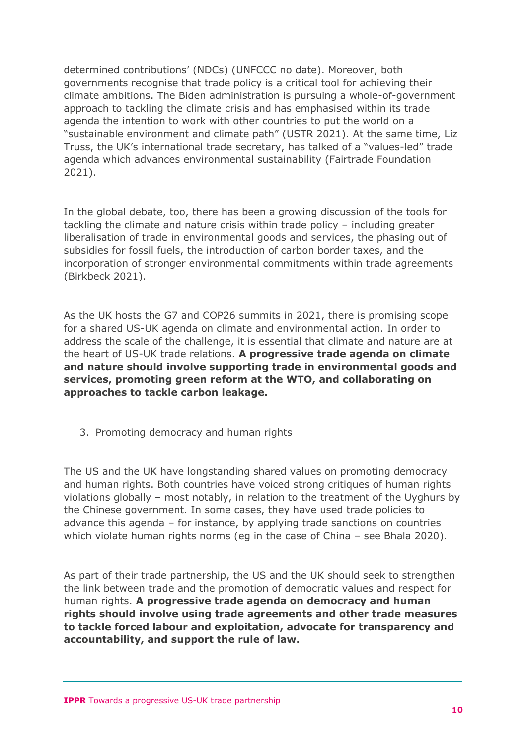determined contributions' (NDCs) (UNFCCC no date). Moreover, both governments recognise that trade policy is a critical tool for achieving their climate ambitions. The Biden administration is pursuing a whole-of-government approach to tackling the climate crisis and has emphasised within its trade agenda the intention to work with other countries to put the world on a "sustainable environment and climate path" (USTR 2021). At the same time, Liz Truss, the UK's international trade secretary, has talked of a "values-led" trade agenda which advances environmental sustainability (Fairtrade Foundation 2021).

In the global debate, too, there has been a growing discussion of the tools for tackling the climate and nature crisis within trade policy – including greater liberalisation of trade in environmental goods and services, the phasing out of subsidies for fossil fuels, the introduction of carbon border taxes, and the incorporation of stronger environmental commitments within trade agreements (Birkbeck 2021).

As the UK hosts the G7 and COP26 summits in 2021, there is promising scope for a shared US-UK agenda on climate and environmental action. In order to address the scale of the challenge, it is essential that climate and nature are at the heart of US-UK trade relations. **A progressive trade agenda on climate and nature should involve supporting trade in environmental goods and services, promoting green reform at the WTO, and collaborating on approaches to tackle carbon leakage.**

3. Promoting democracy and human rights

The US and the UK have longstanding shared values on promoting democracy and human rights. Both countries have voiced strong critiques of human rights violations globally – most notably, in relation to the treatment of the Uyghurs by the Chinese government. In some cases, they have used trade policies to advance this agenda – for instance, by applying trade sanctions on countries which violate human rights norms (eg in the case of China – see Bhala 2020).

As part of their trade partnership, the US and the UK should seek to strengthen the link between trade and the promotion of democratic values and respect for human rights. **A progressive trade agenda on democracy and human rights should involve using trade agreements and other trade measures to tackle forced labour and exploitation, advocate for transparency and accountability, and support the rule of law.**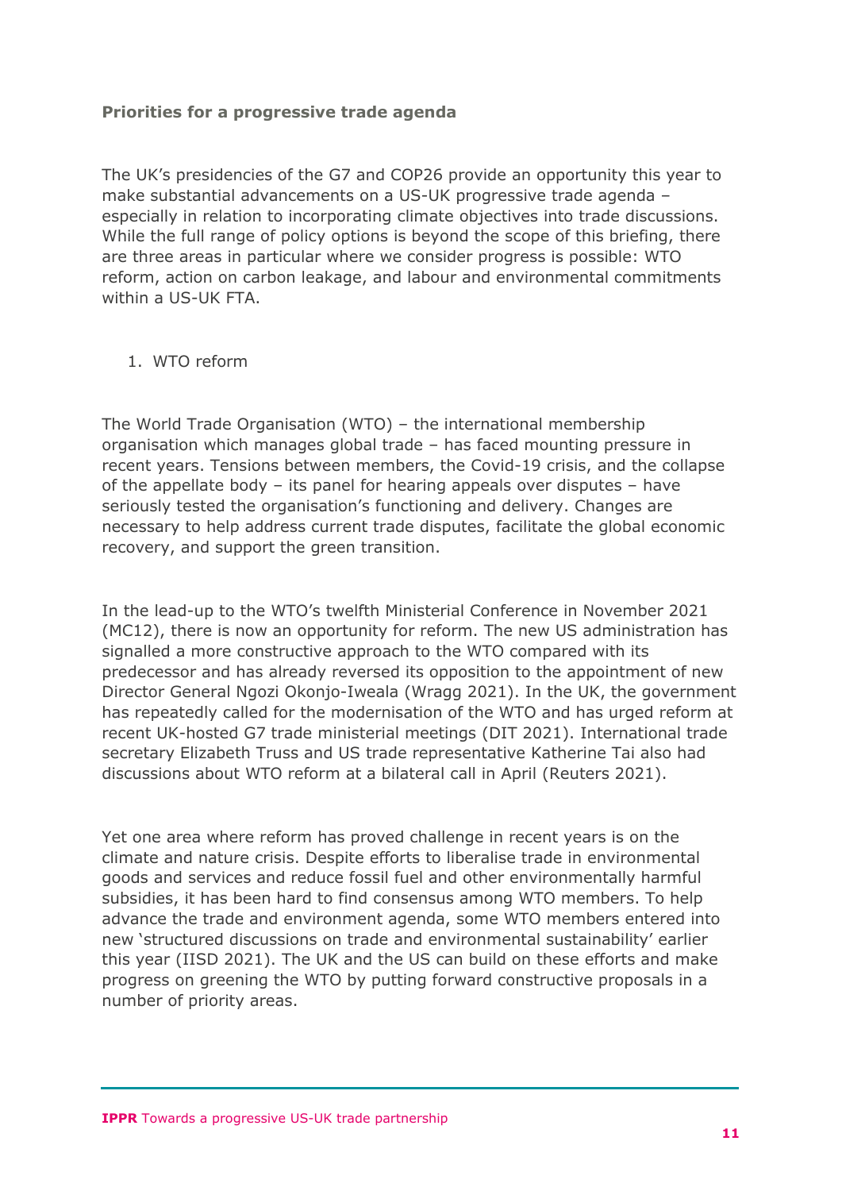### Priorities for a progressive trade agenda

The UK's presidencies of the G7 and COP26 provide an opportunity this year to make substantial advancements on a US-UK progressive trade agenda – especially in relation to incorporating climate objectives into trade discussions. While the full range of policy options is beyond the scope of this briefing, there are three areas in particular where we consider progress is possible: WTO reform, action on carbon leakage, and labour and environmental commitments within a US-UK FTA.

1. WTO reform

The World Trade Organisation (WTO) – the international membership organisation which manages global trade – has faced mounting pressure in recent years. Tensions between members, the Covid-19 crisis, and the collapse of the appellate body – its panel for hearing appeals over disputes – have seriously tested the organisation's functioning and delivery. Changes are necessary to help address current trade disputes, facilitate the global economic recovery, and support the green transition.

In the lead-up to the WTO's twelfth Ministerial Conference in November 2021 (MC12), there is now an opportunity for reform. The new US administration has signalled a more constructive approach to the WTO compared with its predecessor and has already reversed its opposition to the appointment of new Director General Ngozi Okonjo-Iweala (Wragg 2021). In the UK, the government has repeatedly called for the modernisation of the WTO and has urged reform at recent UK-hosted G7 trade ministerial meetings (DIT 2021). International trade secretary Elizabeth Truss and US trade representative Katherine Tai also had discussions about WTO reform at a bilateral call in April (Reuters 2021).

Yet one area where reform has proved challenge in recent years is on the climate and nature crisis. Despite efforts to liberalise trade in environmental goods and services and reduce fossil fuel and other environmentally harmful subsidies, it has been hard to find consensus among WTO members. To help advance the trade and environment agenda, some WTO members entered into new 'structured discussions on trade and environmental sustainability' earlier this year (IISD 2021). The UK and the US can build on these efforts and make progress on greening the WTO by putting forward constructive proposals in a number of priority areas.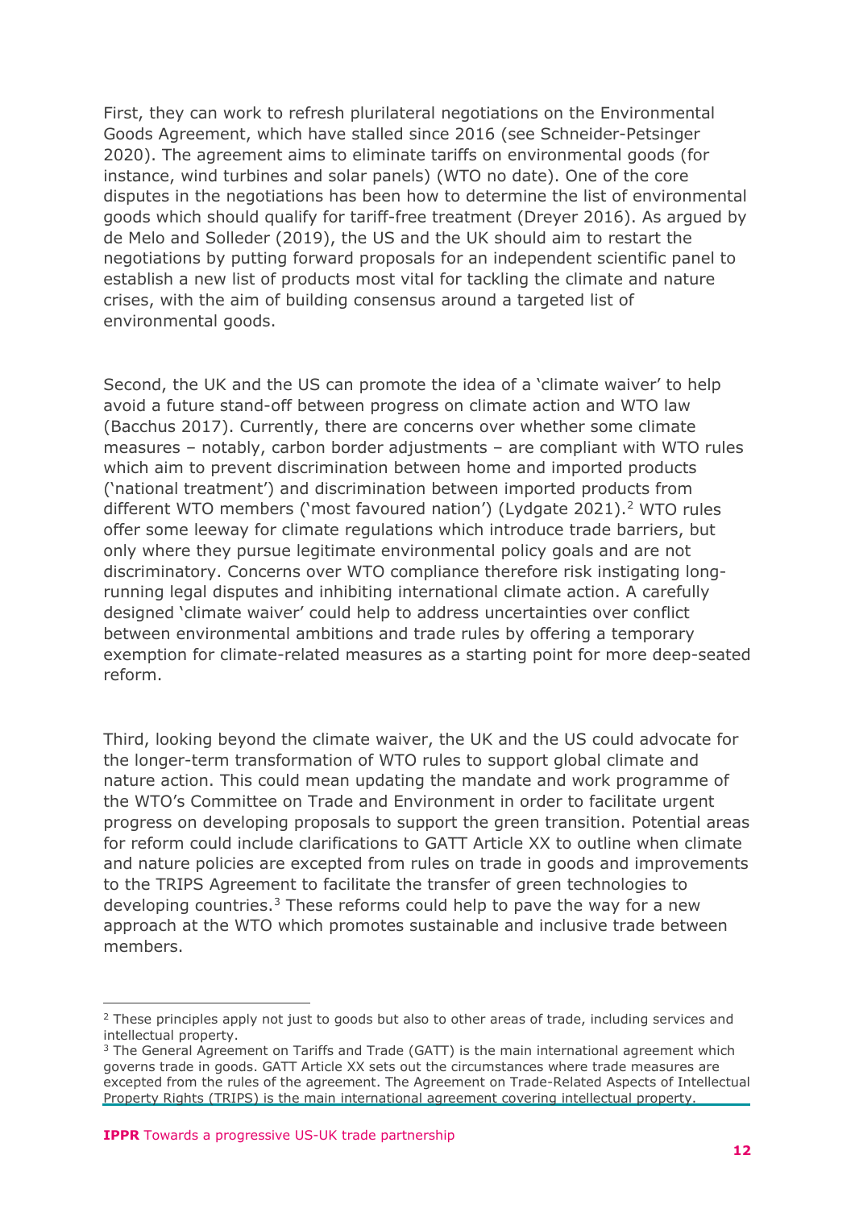First, they can work to refresh plurilateral negotiations on the Environmental Goods Agreement, which have stalled since 2016 (see Schneider-Petsinger 2020). The agreement aims to eliminate tariffs on environmental goods (for instance, wind turbines and solar panels) (WTO no date). One of the core disputes in the negotiations has been how to determine the list of environmental goods which should qualify for tariff-free treatment (Dreyer 2016). As argued by de Melo and Solleder (2019), the US and the UK should aim to restart the negotiations by putting forward proposals for an independent scientific panel to establish a new list of products most vital for tackling the climate and nature crises, with the aim of building consensus around a targeted list of environmental goods.

Second, the UK and the US can promote the idea of a 'climate waiver' to help avoid a future stand-off between progress on climate action and WTO law (Bacchus 2017). Currently, there are concerns over whether some climate measures – notably, carbon border adjustments – are compliant with WTO rules which aim to prevent discrimination between home and imported products ('national treatment') and discrimination between imported products from different WTO members ('most favoured nation') (Lydgate 2021).[2] WTO rules offer some leeway for climate regulations which introduce trade barriers, but only where they pursue legitimate environmental policy goals and are not discriminatory. Concerns over WTO compliance therefore risk instigating long-running legal disputes and inhibiting international climate action. A carefully designed 'climate waiver' could help to address uncertainties over conflict between environmental ambitions and trade rules by offering a temporary exemption for climate-related measures as a starting point for more deep-seated reform.

Third, looking beyond the climate waiver, the UK and the US could advocate for the longer-term transformation of WTO rules to support global climate and nature action. This could mean updating the mandate and work programme of the WTO's Committee on Trade and Environment in order to facilitate urgent progress on developing proposals to support the green transition. Potential areas for reform could include clarifications to GATT Article XX to outline when climate and nature policies are excepted from rules on trade in goods and improvements to the TRIPS Agreement to facilitate the transfer of green technologies to developing countries.[3] These reforms could help to pave the way for a new approach at the WTO which promotes sustainable and inclusive trade between members.

---

[2] These principles apply not just to goods but also to other areas of trade, including services and intellectual property.

[3] The General Agreement on Tariffs and Trade (GATT) is the main international agreement which governs trade in goods. GATT Article XX sets out the circumstances where trade measures are excepted from the rules of the agreement. The Agreement on Trade-Related Aspects of Intellectual Property Rights (TRIPS) is the main international agreement covering intellectual property.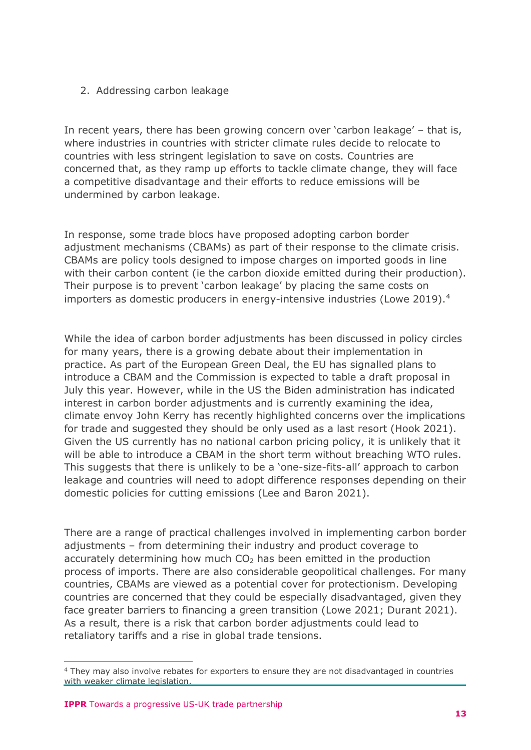## 2. Addressing carbon leakage

In recent years, there has been growing concern over 'carbon leakage' – that is, where industries in countries with stricter climate rules decide to relocate to countries with less stringent legislation to save on costs. Countries are concerned that, as they ramp up efforts to tackle climate change, they will face a competitive disadvantage and their efforts to reduce emissions will be undermined by carbon leakage.

In response, some trade blocs have proposed adopting carbon border adjustment mechanisms (CBAMs) as part of their response to the climate crisis. CBAMs are policy tools designed to impose charges on imported goods in line with their carbon content (ie the carbon dioxide emitted during their production). Their purpose is to prevent 'carbon leakage' by placing the same costs on importers as domestic producers in energy-intensive industries (Lowe 2019).[4]

While the idea of carbon border adjustments has been discussed in policy circles for many years, there is a growing debate about their implementation in practice. As part of the European Green Deal, the EU has signalled plans to introduce a CBAM and the Commission is expected to table a draft proposal in July this year. However, while in the US the Biden administration has indicated interest in carbon border adjustments and is currently examining the idea, climate envoy John Kerry has recently highlighted concerns over the implications for trade and suggested they should be only used as a last resort (Hook 2021). Given the US currently has no national carbon pricing policy, it is unlikely that it will be able to introduce a CBAM in the short term without breaching WTO rules. This suggests that there is unlikely to be a 'one-size-fits-all' approach to carbon leakage and countries will need to adopt difference responses depending on their domestic policies for cutting emissions (Lee and Baron 2021).

There are a range of practical challenges involved in implementing carbon border adjustments – from determining their industry and product coverage to accurately determining how much $CO_2$ has been emitted in the production process of imports. There are also considerable geopolitical challenges. For many countries, CBAMs are viewed as a potential cover for protectionism. Developing countries are concerned that they could be especially disadvantaged, given they face greater barriers to financing a green transition (Lowe 2021; Durant 2021). As a result, there is a risk that carbon border adjustments could lead to retaliatory tariffs and a rise in global trade tensions.

[4] They may also involve rebates for exporters to ensure they are not disadvantaged in countries with weaker climate legislation.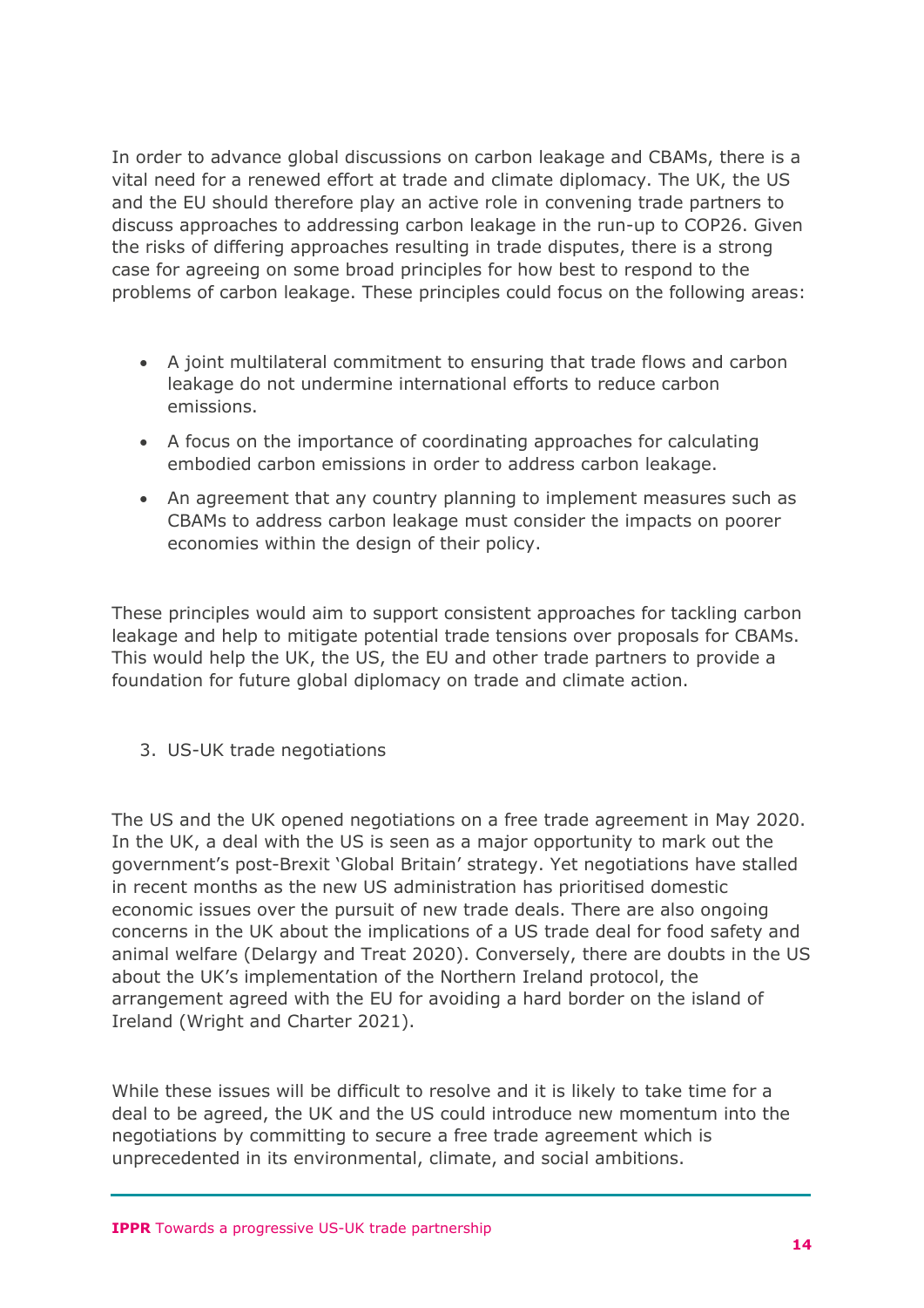In order to advance global discussions on carbon leakage and CBAMs, there is a vital need for a renewed effort at trade and climate diplomacy. The UK, the US and the EU should therefore play an active role in convening trade partners to discuss approaches to addressing carbon leakage in the run-up to COP26. Given the risks of differing approaches resulting in trade disputes, there is a strong case for agreeing on some broad principles for how best to respond to the problems of carbon leakage. These principles could focus on the following areas:

- A joint multilateral commitment to ensuring that trade flows and carbon leakage do not undermine international efforts to reduce carbon emissions.
- A focus on the importance of coordinating approaches for calculating embodied carbon emissions in order to address carbon leakage.
- An agreement that any country planning to implement measures such as CBAMs to address carbon leakage must consider the impacts on poorer economies within the design of their policy.

These principles would aim to support consistent approaches for tackling carbon leakage and help to mitigate potential trade tensions over proposals for CBAMs. This would help the UK, the US, the EU and other trade partners to provide a foundation for future global diplomacy on trade and climate action.

3. US-UK trade negotiations

The US and the UK opened negotiations on a free trade agreement in May 2020. In the UK, a deal with the US is seen as a major opportunity to mark out the government's post-Brexit 'Global Britain' strategy. Yet negotiations have stalled in recent months as the new US administration has prioritised domestic economic issues over the pursuit of new trade deals. There are also ongoing concerns in the UK about the implications of a US trade deal for food safety and animal welfare (Delargy and Treat 2020). Conversely, there are doubts in the US about the UK's implementation of the Northern Ireland protocol, the arrangement agreed with the EU for avoiding a hard border on the island of Ireland (Wright and Charter 2021).

While these issues will be difficult to resolve and it is likely to take time for a deal to be agreed, the UK and the US could introduce new momentum into the negotiations by committing to secure a free trade agreement which is unprecedented in its environmental, climate, and social ambitions.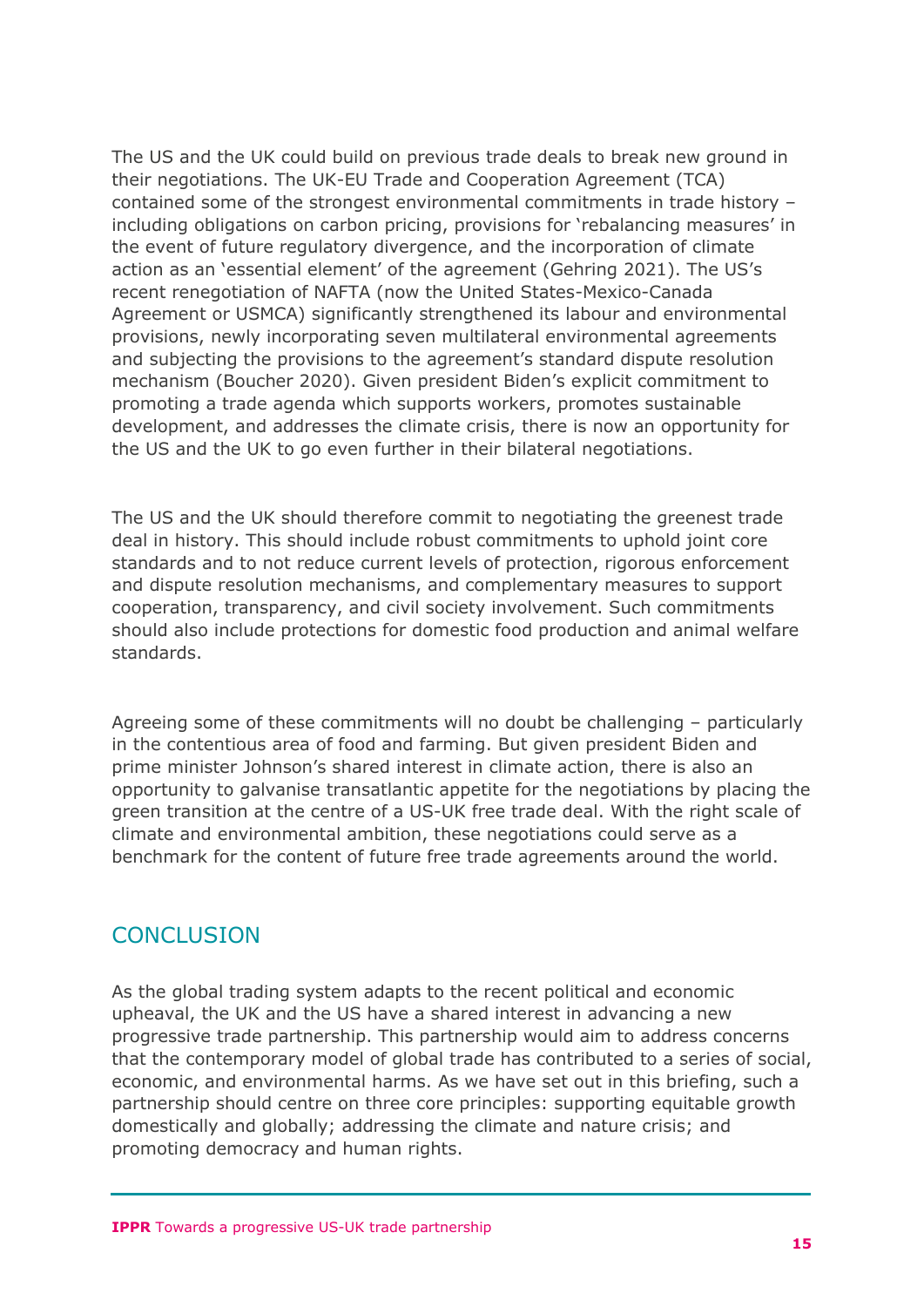The US and the UK could build on previous trade deals to break new ground in their negotiations. The UK-EU Trade and Cooperation Agreement (TCA) contained some of the strongest environmental commitments in trade history – including obligations on carbon pricing, provisions for 'rebalancing measures' in the event of future regulatory divergence, and the incorporation of climate action as an 'essential element' of the agreement (Gehring 2021). The US's recent renegotiation of NAFTA (now the United States-Mexico-Canada Agreement or USMCA) significantly strengthened its labour and environmental provisions, newly incorporating seven multilateral environmental agreements and subjecting the provisions to the agreement's standard dispute resolution mechanism (Boucher 2020). Given president Biden's explicit commitment to promoting a trade agenda which supports workers, promotes sustainable development, and addresses the climate crisis, there is now an opportunity for the US and the UK to go even further in their bilateral negotiations.

The US and the UK should therefore commit to negotiating the greenest trade deal in history. This should include robust commitments to uphold joint core standards and to not reduce current levels of protection, rigorous enforcement and dispute resolution mechanisms, and complementary measures to support cooperation, transparency, and civil society involvement. Such commitments should also include protections for domestic food production and animal welfare standards.

Agreeing some of these commitments will no doubt be challenging – particularly in the contentious area of food and farming. But given president Biden and prime minister Johnson's shared interest in climate action, there is also an opportunity to galvanise transatlantic appetite for the negotiations by placing the green transition at the centre of a US-UK free trade deal. With the right scale of climate and environmental ambition, these negotiations could serve as a benchmark for the content of future free trade agreements around the world.

## CONCLUSION

As the global trading system adapts to the recent political and economic upheaval, the UK and the US have a shared interest in advancing a new progressive trade partnership. This partnership would aim to address concerns that the contemporary model of global trade has contributed to a series of social, economic, and environmental harms. As we have set out in this briefing, such a partnership should centre on three core principles: supporting equitable growth domestically and globally; addressing the climate and nature crisis; and promoting democracy and human rights.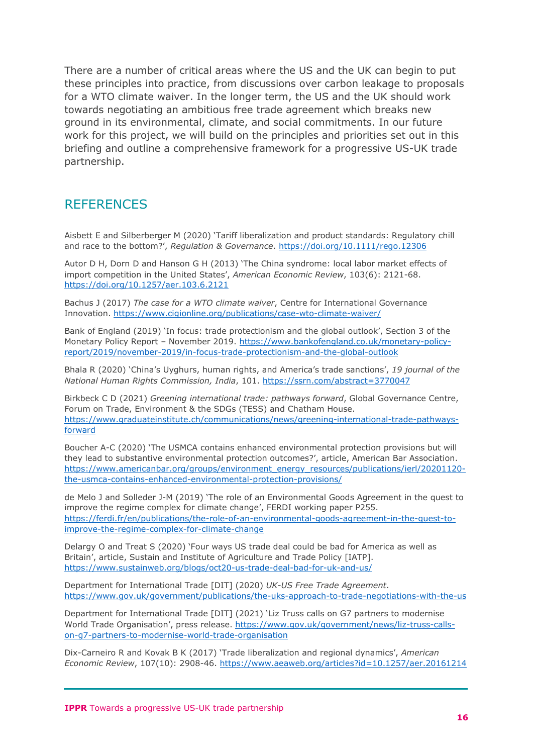There are a number of critical areas where the US and the UK can begin to put these principles into practice, from discussions over carbon leakage to proposals for a WTO climate waiver. In the longer term, the US and the UK should work towards negotiating an ambitious free trade agreement which breaks new ground in its environmental, climate, and social commitments. In our future work for this project, we will build on the principles and priorities set out in this briefing and outline a comprehensive framework for a progressive US-UK trade partnership.

## REFERENCES

Aisbett E and Silberberger M (2020) 'Tariff liberalization and product standards: Regulatory chill and race to the bottom?', *Regulation & Governance*. https://doi.org/10.1111/rego.12306

Autor D H, Dorn D and Hanson G H (2013) 'The China syndrome: local labor market effects of import competition in the United States', *American Economic Review*, 103(6): 2121-68. https://doi.org/10.1257/aer.103.6.2121

Bachus J (2017) *The case for a WTO climate waiver*, Centre for International Governance Innovation. https://www.cigionline.org/publications/case-wto-climate-waiver/

Bank of England (2019) 'In focus: trade protectionism and the global outlook', Section 3 of the Monetary Policy Report – November 2019. https://www.bankofengland.co.uk/monetary-policy-report/2019/november-2019/in-focus-trade-protectionism-and-the-global-outlook

Bhala R (2020) 'China's Uyghurs, human rights, and America's trade sanctions', *19 journal of the National Human Rights Commission, India*, 101. https://ssrn.com/abstract=3770047

Birkbeck C D (2021) *Greening international trade: pathways forward*, Global Governance Centre, Forum on Trade, Environment & the SDGs (TESS) and Chatham House. https://www.graduateinstitute.ch/communications/news/greening-international-trade-pathways-forward

Boucher A-C (2020) 'The USMCA contains enhanced environmental protection provisions but will they lead to substantive environmental protection outcomes?', article, American Bar Association. https://www.americanbar.org/groups/environment_energy_resources/publications/ierl/20201120-the-usmca-contains-enhanced-environmental-protection-provisions/

de Melo J and Solleder J-M (2019) 'The role of an Environmental Goods Agreement in the quest to improve the regime complex for climate change', FERDI working paper P255. https://ferdi.fr/en/publications/the-role-of-an-environmental-goods-agreement-in-the-quest-to-improve-the-regime-complex-for-climate-change

Delargy O and Treat S (2020) 'Four ways US trade deal could be bad for America as well as Britain', article, Sustain and Institute of Agriculture and Trade Policy [IATP]. https://www.sustainweb.org/blogs/oct20-us-trade-deal-bad-for-uk-and-us/

Department for International Trade [DIT] (2020) *UK-US Free Trade Agreement*. https://www.gov.uk/government/publications/the-uks-approach-to-trade-negotiations-with-the-us

Department for International Trade [DIT] (2021) 'Liz Truss calls on G7 partners to modernise World Trade Organisation', press release. https://www.gov.uk/government/news/liz-truss-calls-on-g7-partners-to-modernise-world-trade-organisation

Dix-Carneiro R and Kovak B K (2017) 'Trade liberalization and regional dynamics', *American Economic Review*, 107(10): 2908-46. https://www.aeaweb.org/articles?id=10.1257/aer.20161214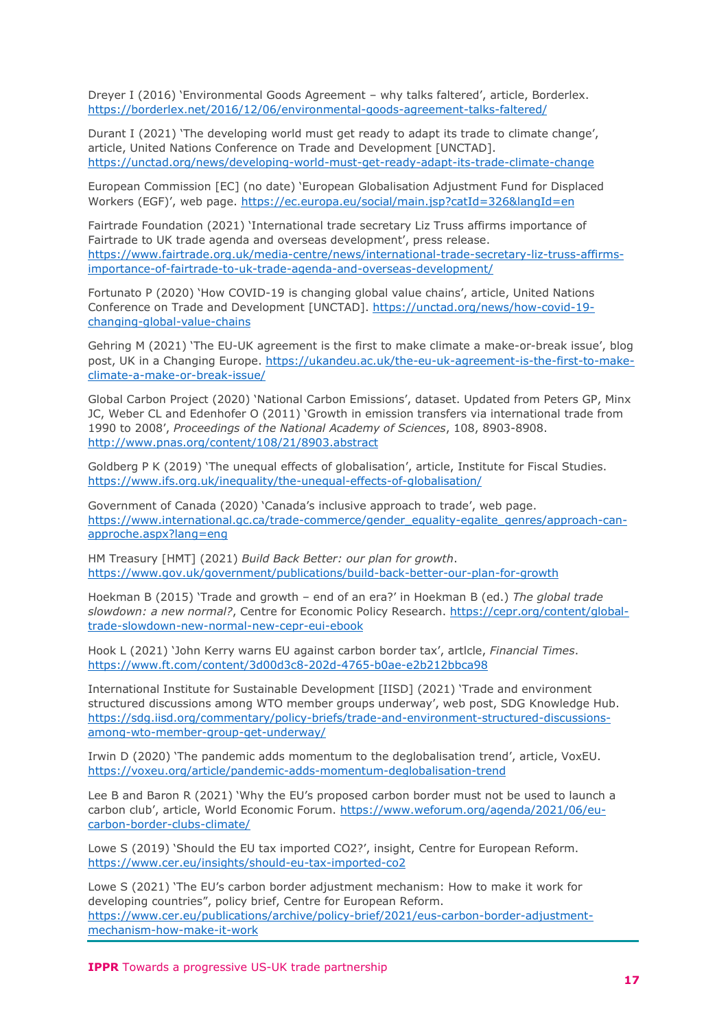Dreyer I (2016) 'Environmental Goods Agreement – why talks faltered', article, Borderlex. https://borderlex.net/2016/12/06/environmental-goods-agreement-talks-faltered/

Durant I (2021) 'The developing world must get ready to adapt its trade to climate change', article, United Nations Conference on Trade and Development [UNCTAD]. https://unctad.org/news/developing-world-must-get-ready-adapt-its-trade-climate-change

European Commission [EC] (no date) 'European Globalisation Adjustment Fund for Displaced Workers (EGF)', web page. https://ec.europa.eu/social/main.jsp?catId=326&langId=en

Fairtrade Foundation (2021) 'International trade secretary Liz Truss affirms importance of Fairtrade to UK trade agenda and overseas development', press release. https://www.fairtrade.org.uk/media-centre/news/international-trade-secretary-liz-truss-affirms-importance-of-fairtrade-to-uk-trade-agenda-and-overseas-development/

Fortunato P (2020) 'How COVID-19 is changing global value chains', article, United Nations Conference on Trade and Development [UNCTAD]. https://unctad.org/news/how-covid-19-changing-global-value-chains

Gehring M (2021) 'The EU-UK agreement is the first to make climate a make-or-break issue', blog post, UK in a Changing Europe. https://ukandeu.ac.uk/the-eu-uk-agreement-is-the-first-to-make-climate-a-make-or-break-issue/

Global Carbon Project (2020) 'National Carbon Emissions', dataset. Updated from Peters GP, Minx JC, Weber CL and Edenhofer O (2011) 'Growth in emission transfers via international trade from 1990 to 2008', *Proceedings of the National Academy of Sciences*, 108, 8903-8908. http://www.pnas.org/content/108/21/8903.abstract

Goldberg P K (2019) 'The unequal effects of globalisation', article, Institute for Fiscal Studies. https://www.ifs.org.uk/inequality/the-unequal-effects-of-globalisation/

Government of Canada (2020) 'Canada's inclusive approach to trade', web page. https://www.international.gc.ca/trade-commerce/gender_equality-egalite_genres/approach-can-approche.aspx?lang=eng

HM Treasury [HMT] (2021) *Build Back Better: our plan for growth*. https://www.gov.uk/government/publications/build-back-better-our-plan-for-growth

Hoekman B (2015) 'Trade and growth – end of an era?' in Hoekman B (ed.) *The global trade slowdown: a new normal?*, Centre for Economic Policy Research. https://cepr.org/content/global-trade-slowdown-new-normal-new-cepr-eui-ebook

Hook L (2021) 'John Kerry warns EU against carbon border tax', artlcle, *Financial Times*. https://www.ft.com/content/3d00d3c8-202d-4765-b0ae-e2b212bbca98

International Institute for Sustainable Development [IISD] (2021) 'Trade and environment structured discussions among WTO member groups underway', web post, SDG Knowledge Hub. https://sdg.iisd.org/commentary/policy-briefs/trade-and-environment-structured-discussions-among-wto-member-group-get-underway/

Irwin D (2020) 'The pandemic adds momentum to the deglobalisation trend', article, VoxEU. https://voxeu.org/article/pandemic-adds-momentum-deglobalisation-trend

Lee B and Baron R (2021) 'Why the EU's proposed carbon border must not be used to launch a carbon club', article, World Economic Forum. https://www.weforum.org/agenda/2021/06/eu-carbon-border-clubs-climate/

Lowe S (2019) 'Should the EU tax imported CO2?', insight, Centre for European Reform. https://www.cer.eu/insights/should-eu-tax-imported-co2

Lowe S (2021) 'The EU's carbon border adjustment mechanism: How to make it work for developing countries", policy brief, Centre for European Reform. https://www.cer.eu/publications/archive/policy-brief/2021/eus-carbon-border-adjustment-mechanism-how-make-it-work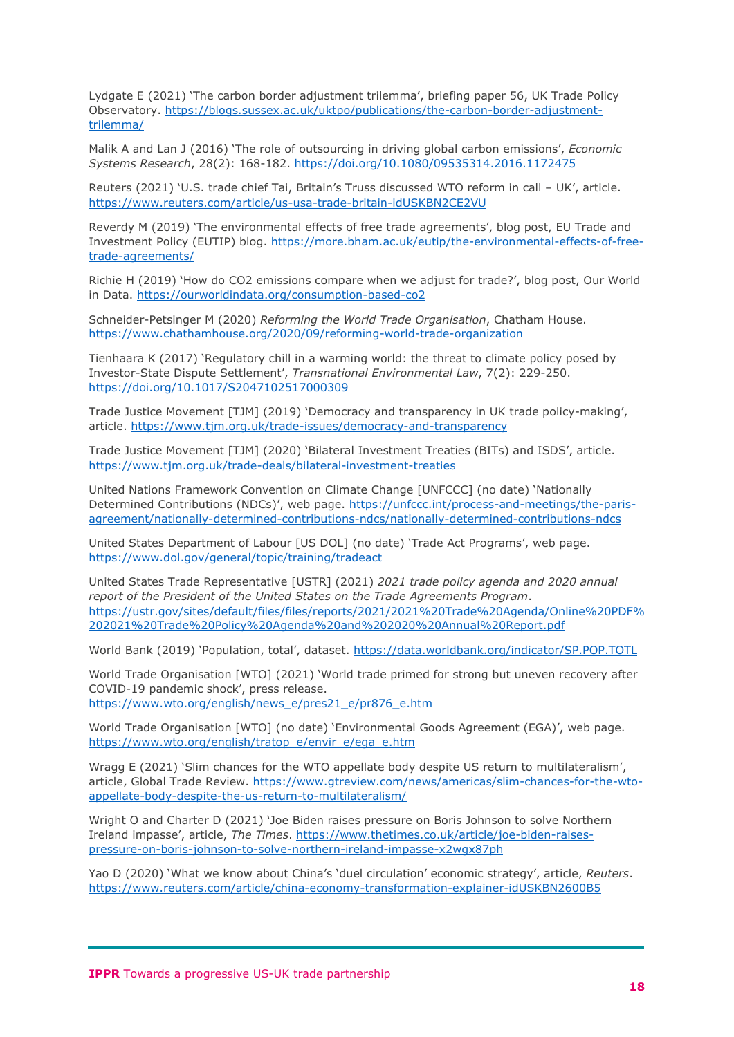Lydgate E (2021) ‘The carbon border adjustment trilemma’, briefing paper 56, UK Trade Policy Observatory. https://blogs.sussex.ac.uk/uktpo/publications/the-carbon-border-adjustment-trilemma/

Malik A and Lan J (2016) ‘The role of outsourcing in driving global carbon emissions’, *Economic Systems Research*, 28(2): 168-182. https://doi.org/10.1080/09535314.2016.1172475

Reuters (2021) ‘U.S. trade chief Tai, Britain’s Truss discussed WTO reform in call – UK’, article. https://www.reuters.com/article/us-usa-trade-britain-idUSKBN2CE2VU

Reverdy M (2019) ‘The environmental effects of free trade agreements’, blog post, EU Trade and Investment Policy (EUTIP) blog. https://more.bham.ac.uk/eutip/the-environmental-effects-of-free-trade-agreements/

Richie H (2019) ‘How do CO2 emissions compare when we adjust for trade?’, blog post, Our World in Data. https://ourworldindata.org/consumption-based-co2

Schneider-Petsinger M (2020) *Reforming the World Trade Organisation*, Chatham House. https://www.chathamhouse.org/2020/09/reforming-world-trade-organization

Tienhaara K (2017) ‘Regulatory chill in a warming world: the threat to climate policy posed by Investor-State Dispute Settlement’, *Transnational Environmental Law*, 7(2): 229-250. https://doi.org/10.1017/S2047102517000309

Trade Justice Movement [TJM] (2019) ‘Democracy and transparency in UK trade policy-making’, article. https://www.tjm.org.uk/trade-issues/democracy-and-transparency

Trade Justice Movement [TJM] (2020) ‘Bilateral Investment Treaties (BITs) and ISDS’, article. https://www.tjm.org.uk/trade-deals/bilateral-investment-treaties

United Nations Framework Convention on Climate Change [UNFCCC] (no date) ‘Nationally Determined Contributions (NDCs)’, web page. https://unfccc.int/process-and-meetings/the-paris-agreement/nationally-determined-contributions-ndcs/nationally-determined-contributions-ndcs

United States Department of Labour [US DOL] (no date) ‘Trade Act Programs’, web page. https://www.dol.gov/general/topic/training/tradeact

United States Trade Representative [USTR] (2021) *2021 trade policy agenda and 2020 annual report of the President of the United States on the Trade Agreements Program*. https://ustr.gov/sites/default/files/files/reports/2021/2021%20Trade%20Agenda/Online%20PDF%202021%20Trade%20Policy%20Agenda%20and%202020%20Annual%20Report.pdf

World Bank (2019) ‘Population, total’, dataset. https://data.worldbank.org/indicator/SP.POP.TOTL

World Trade Organisation [WTO] (2021) ‘World trade primed for strong but uneven recovery after COVID-19 pandemic shock’, press release. https://www.wto.org/english/news_e/pres21_e/pr876_e.htm

World Trade Organisation [WTO] (no date) ‘Environmental Goods Agreement (EGA)’, web page. https://www.wto.org/english/tratop_e/envir_e/ega_e.htm

Wragg E (2021) ‘Slim chances for the WTO appellate body despite US return to multilateralism’, article, Global Trade Review. https://www.gtreview.com/news/americas/slim-chances-for-the-wto-appellate-body-despite-the-us-return-to-multilateralism/

Wright O and Charter D (2021) ‘Joe Biden raises pressure on Boris Johnson to solve Northern Ireland impasse’, article, *The Times*. https://www.thetimes.co.uk/article/joe-biden-raises-pressure-on-boris-johnson-to-solve-northern-ireland-impasse-x2wgx87ph

Yao D (2020) ‘What we know about China’s ‘duel circulation’ economic strategy’, article, *Reuters*. https://www.reuters.com/article/china-economy-transformation-explainer-idUSKBN2600B5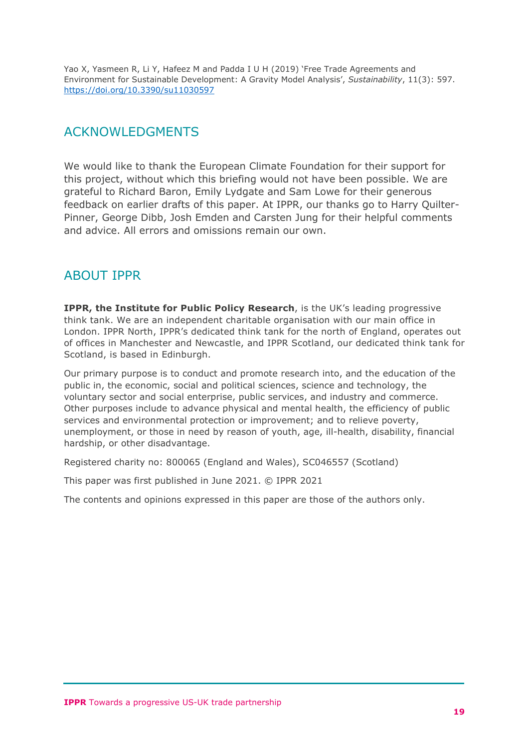Yao X, Yasmeen R, Li Y, Hafeez M and Padda I U H (2019) 'Free Trade Agreements and Environment for Sustainable Development: A Gravity Model Analysis', *Sustainability*, 11(3): 597. https://doi.org/10.3390/su11030597

## ACKNOWLEDGMENTS

We would like to thank the European Climate Foundation for their support for this project, without which this briefing would not have been possible. We are grateful to Richard Baron, Emily Lydgate and Sam Lowe for their generous feedback on earlier drafts of this paper. At IPPR, our thanks go to Harry Quilter-Pinner, George Dibb, Josh Emden and Carsten Jung for their helpful comments and advice. All errors and omissions remain our own.

## ABOUT IPPR

**IPPR, the Institute for Public Policy Research**, is the UK's leading progressive think tank. We are an independent charitable organisation with our main office in London. IPPR North, IPPR's dedicated think tank for the north of England, operates out of offices in Manchester and Newcastle, and IPPR Scotland, our dedicated think tank for Scotland, is based in Edinburgh.

Our primary purpose is to conduct and promote research into, and the education of the public in, the economic, social and political sciences, science and technology, the voluntary sector and social enterprise, public services, and industry and commerce. Other purposes include to advance physical and mental health, the efficiency of public services and environmental protection or improvement; and to relieve poverty, unemployment, or those in need by reason of youth, age, ill-health, disability, financial hardship, or other disadvantage.

Registered charity no: 800065 (England and Wales), SC046557 (Scotland)

This paper was first published in June 2021. © IPPR 2021

The contents and opinions expressed in this paper are those of the authors only.